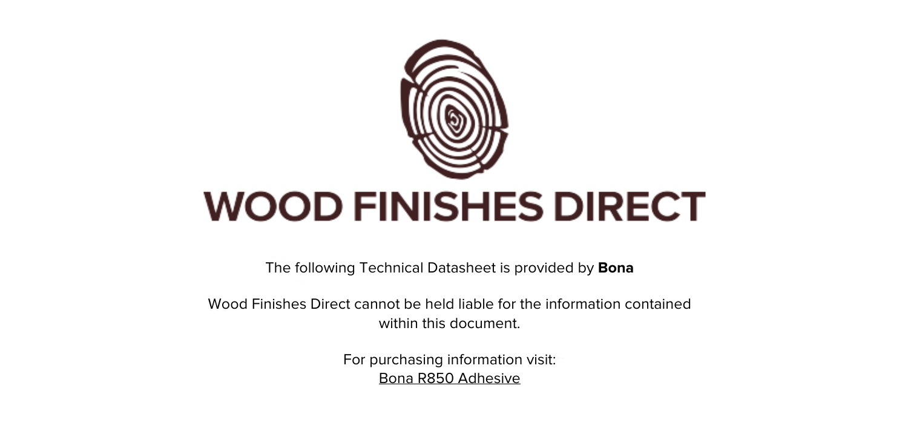# WOOD FINISHES DIRECT

The following Technical Datasheet is provided by **Bona**

Wood Finishes Direct cannot be held liable for the information contained within this document.

For purchasing information visit:
Bona R850 Adhesive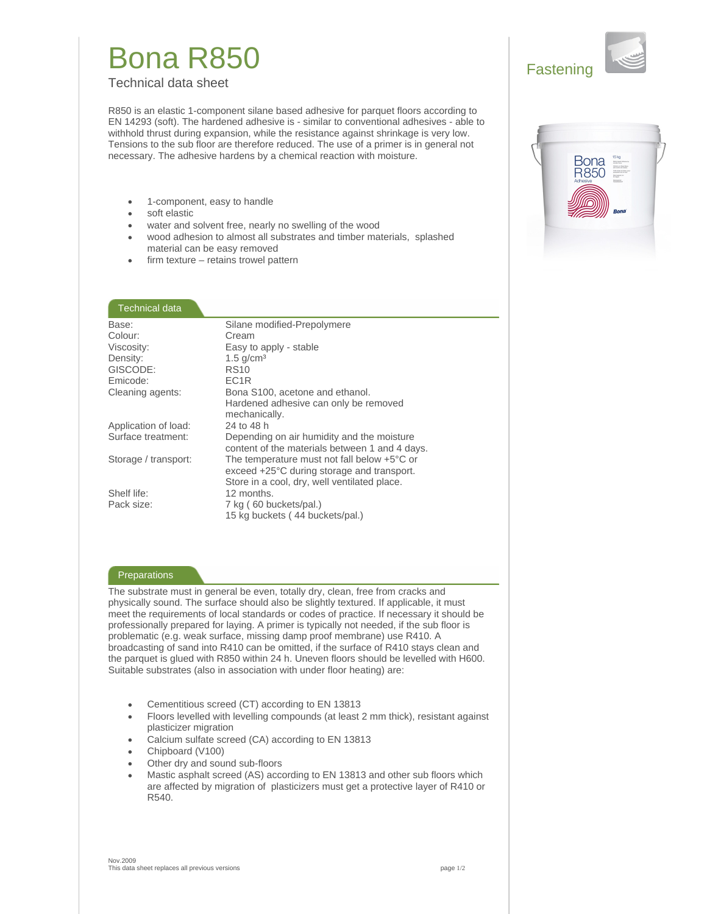# Bona R850

Technical data sheet

Fastening

R850 is an elastic 1-component silane based adhesive for parquet floors according to EN 14293 (soft). The hardened adhesive is - similar to conventional adhesives - able to withhold thrust during expansion, while the resistance against shrinkage is very low. Tensions to the sub floor are therefore reduced. The use of a primer is in general not necessary. The adhesive hardens by a chemical reaction with moisture.

- 1-component, easy to handle
- soft elastic
- water and solvent free, nearly no swelling of the wood
- wood adhesion to almost all substrates and timber materials, splashed material can be easy removed
- firm texture – retains trowel pattern

## Technical data

| | |
|---|---|
| Base: | Silane modified-Prepolymere |
| Colour: | Cream |
| Viscosity: | Easy to apply - stable |
| Density: | 1.5 g/cm³ |
| GISCODE: | RS10 |
| Emicode: | EC1R |
| Cleaning agents: | Bona S100, acetone and ethanol. Hardened adhesive can only be removed mechanically. |
| Application of load: | 24 to 48 h |
| Surface treatment: | Depending on air humidity and the moisture content of the materials between 1 and 4 days. |
| Storage / transport: | The temperature must not fall below +5°C or exceed +25°C during storage and transport. Store in a cool, dry, well ventilated place. |
| Shelf life: | 12 months. |
| Pack size: | 7 kg ( 60 buckets/pal.) 15 kg buckets ( 44 buckets/pal.) |

## Preparations

The substrate must in general be even, totally dry, clean, free from cracks and physically sound. The surface should also be slightly textured. If applicable, it must meet the requirements of local standards or codes of practice. If necessary it should be professionally prepared for laying. A primer is typically not needed, if the sub floor is problematic (e.g. weak surface, missing damp proof membrane) use R410. A broadcasting of sand into R410 can be omitted, if the surface of R410 stays clean and the parquet is glued with R850 within 24 h. Uneven floors should be levelled with H600. Suitable substrates (also in association with under floor heating) are:

- Cementitious screed (CT) according to EN 13813
- Floors levelled with levelling compounds (at least 2 mm thick), resistant against plasticizer migration
- Calcium sulfate screed (CA) according to EN 13813
- Chipboard (V100)
- Other dry and sound sub-floors
- Mastic asphalt screed (AS) according to EN 13813 and other sub floors which are affected by migration of plasticizers must get a protective layer of R410 or R540.

Nov.2009
This data sheet replaces all previous versions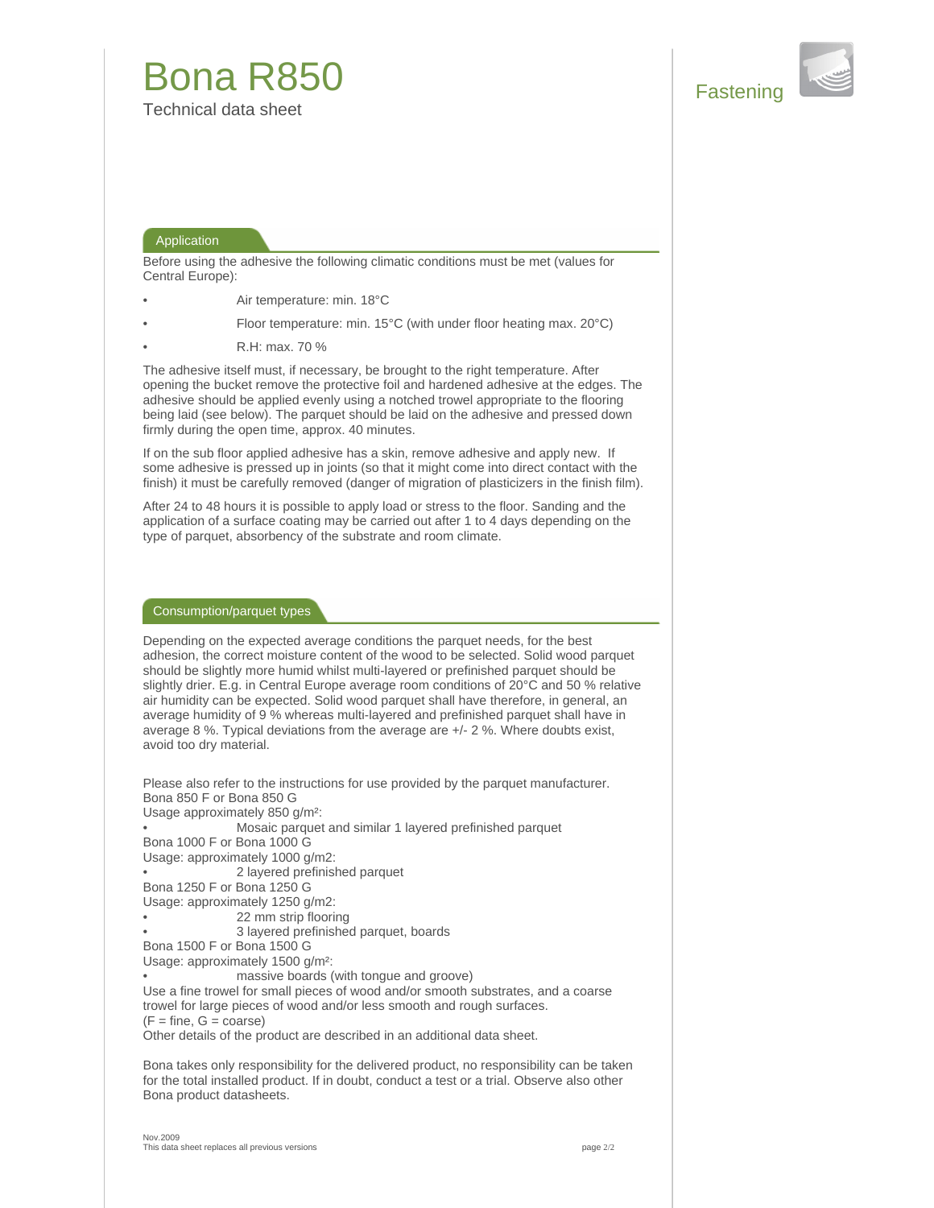# Bona R850

Technical data sheet

Fastening

## Application

Before using the adhesive the following climatic conditions must be met (values for Central Europe):

- Air temperature: min. 18°C
- Floor temperature: min. 15°C (with under floor heating max. 20°C)
- R.H: max. 70 %

The adhesive itself must, if necessary, be brought to the right temperature. After opening the bucket remove the protective foil and hardened adhesive at the edges. The adhesive should be applied evenly using a notched trowel appropriate to the flooring being laid (see below). The parquet should be laid on the adhesive and pressed down firmly during the open time, approx. 40 minutes.

If on the sub floor applied adhesive has a skin, remove adhesive and apply new. If some adhesive is pressed up in joints (so that it might come into direct contact with the finish) it must be carefully removed (danger of migration of plasticizers in the finish film).

After 24 to 48 hours it is possible to apply load or stress to the floor. Sanding and the application of a surface coating may be carried out after 1 to 4 days depending on the type of parquet, absorbency of the substrate and room climate.

## Consumption/parquet types

Depending on the expected average conditions the parquet needs, for the best adhesion, the correct moisture content of the wood to be selected. Solid wood parquet should be slightly more humid whilst multi-layered or prefinished parquet should be slightly drier. E.g. in Central Europe average room conditions of 20°C and 50 % relative air humidity can be expected. Solid wood parquet shall have therefore, in general, an average humidity of 9 % whereas multi-layered and prefinished parquet shall have in average 8 %. Typical deviations from the average are +/- 2 %. Where doubts exist, avoid too dry material.

Please also refer to the instructions for use provided by the parquet manufacturer.

Bona 850 F or Bona 850 G

Usage approximately 850 g/m²:

- Mosaic parquet and similar 1 layered prefinished parquet

Bona 1000 F or Bona 1000 G

Usage: approximately 1000 g/m2:

- 2 layered prefinished parquet

Bona 1250 F or Bona 1250 G

Usage: approximately 1250 g/m2:

- 22 mm strip flooring
- 3 layered prefinished parquet, boards

Bona 1500 F or Bona 1500 G

Usage: approximately 1500 g/m²:

- massive boards (with tongue and groove)

Use a fine trowel for small pieces of wood and/or smooth substrates, and a coarse trowel for large pieces of wood and/or less smooth and rough surfaces.

(F = fine, G = coarse)

Other details of the product are described in an additional data sheet.

Bona takes only responsibility for the delivered product, no responsibility can be taken for the total installed product. If in doubt, conduct a test or a trial. Observe also other Bona product datasheets.

Nov.2009

This data sheet replaces all previous versions